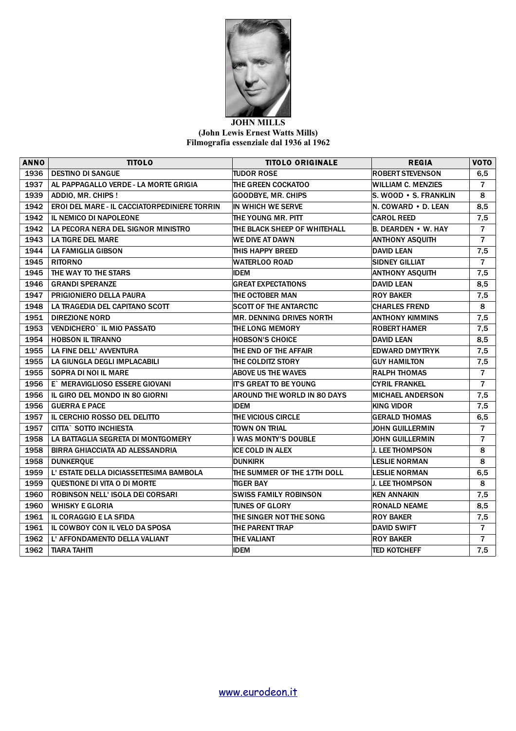**JOHN MILLS**
**(John Lewis Ernest Watts Mills)**
**Filmografia essenziale dal 1936 al 1962**

| ANNO | TITOLO | TITOLO ORIGINALE | REGIA | VOTO |
|---|---|---|---|---|
| 1936 | DESTINO DI SANGUE | TUDOR ROSE | ROBERT STEVENSON | 6,5 |
| 1937 | AL PAPPAGALLO VERDE - LA MORTE GRIGIA | THE GREEN COCKATOO | WILLIAM C. MENZIES | 7 |
| 1939 | ADDIO, MR. CHIPS ! | GOODBYE, MR. CHIPS | S. WOOD • S. FRANKLIN | 8 |
| 1942 | EROI DEL MARE - IL CACCIATORPEDINIERE TORRIN | IN WHICH WE SERVE | N. COWARD • D. LEAN | 8,5 |
| 1942 | IL NEMICO DI NAPOLEONE | THE YOUNG MR. PITT | CAROL REED | 7,5 |
| 1942 | LA PECORA NERA DEL SIGNOR MINISTRO | THE BLACK SHEEP OF WHITEHALL | B. DEARDEN • W. HAY | 7 |
| 1943 | LA TIGRE DEL MARE | WE DIVE AT DAWN | ANTHONY ASQUITH | 7 |
| 1944 | LA FAMIGLIA GIBSON | THIS HAPPY BREED | DAVID LEAN | 7,5 |
| 1945 | RITORNO | WATERLOO ROAD | SIDNEY GILLIAT | 7 |
| 1945 | THE WAY TO THE STARS | IDEM | ANTHONY ASQUITH | 7,5 |
| 1946 | GRANDI SPERANZE | GREAT EXPECTATIONS | DAVID LEAN | 8,5 |
| 1947 | PRIGIONIERO DELLA PAURA | THE OCTOBER MAN | ROY BAKER | 7,5 |
| 1948 | LA TRAGEDIA DEL CAPITANO SCOTT | SCOTT OF THE ANTARCTIC | CHARLES FREND | 8 |
| 1951 | DIREZIONE NORD | MR. DENNING DRIVES NORTH | ANTHONY KIMMINS | 7,5 |
| 1953 | VENDICHERO` IL MIO PASSATO | THE LONG MEMORY | ROBERT HAMER | 7,5 |
| 1954 | HOBSON IL TIRANNO | HOBSON'S CHOICE | DAVID LEAN | 8,5 |
| 1955 | LA FINE DELL' AVVENTURA | THE END OF THE AFFAIR | EDWARD DMYTRYK | 7,5 |
| 1955 | LA GIUNGLA DEGLI IMPLACABILI | THE COLDITZ STORY | GUY HAMILTON | 7,5 |
| 1955 | SOPRA DI NOI IL MARE | ABOVE US THE WAVES | RALPH THOMAS | 7 |
| 1956 | E` MERAVIGLIOSO ESSERE GIOVANI | IT'S GREAT TO BE YOUNG | CYRIL FRANKEL | 7 |
| 1956 | IL GIRO DEL MONDO IN 80 GIORNI | AROUND THE WORLD IN 80 DAYS | MICHAEL ANDERSON | 7,5 |
| 1956 | GUERRA E PACE | IDEM | KING VIDOR | 7,5 |
| 1957 | IL CERCHIO ROSSO DEL DELITTO | THE VICIOUS CIRCLE | GERALD THOMAS | 6,5 |
| 1957 | CITTA` SOTTO INCHIESTA | TOWN ON TRIAL | JOHN GUILLERMIN | 7 |
| 1958 | LA BATTAGLIA SEGRETA DI MONTGOMERY | I WAS MONTY'S DOUBLE | JOHN GUILLERMIN | 7 |
| 1958 | BIRRA GHIACCIATA AD ALESSANDRIA | ICE COLD IN ALEX | J. LEE THOMPSON | 8 |
| 1958 | DUNKERQUE | DUNKIRK | LESLIE NORMAN | 8 |
| 1959 | L' ESTATE DELLA DICIASSETTESIMA BAMBOLA | THE SUMMER OF THE 17TH DOLL | LESLIE NORMAN | 6,5 |
| 1959 | QUESTIONE DI VITA O DI MORTE | TIGER BAY | J. LEE THOMPSON | 8 |
| 1960 | ROBINSON NELL' ISOLA DEI CORSARI | SWISS FAMILY ROBINSON | KEN ANNAKIN | 7,5 |
| 1960 | WHISKY E GLORIA | TUNES OF GLORY | RONALD NEAME | 8,5 |
| 1961 | IL CORAGGIO E LA SFIDA | THE SINGER NOT THE SONG | ROY BAKER | 7,5 |
| 1961 | IL COWBOY CON IL VELO DA SPOSA | THE PARENT TRAP | DAVID SWIFT | 7 |
| 1962 | L' AFFONDAMENTO DELLA VALIANT | THE VALIANT | ROY BAKER | 7 |
| 1962 | TIARA TAHITI | IDEM | TED KOTCHEFF | 7,5 |

www.eurodeon.it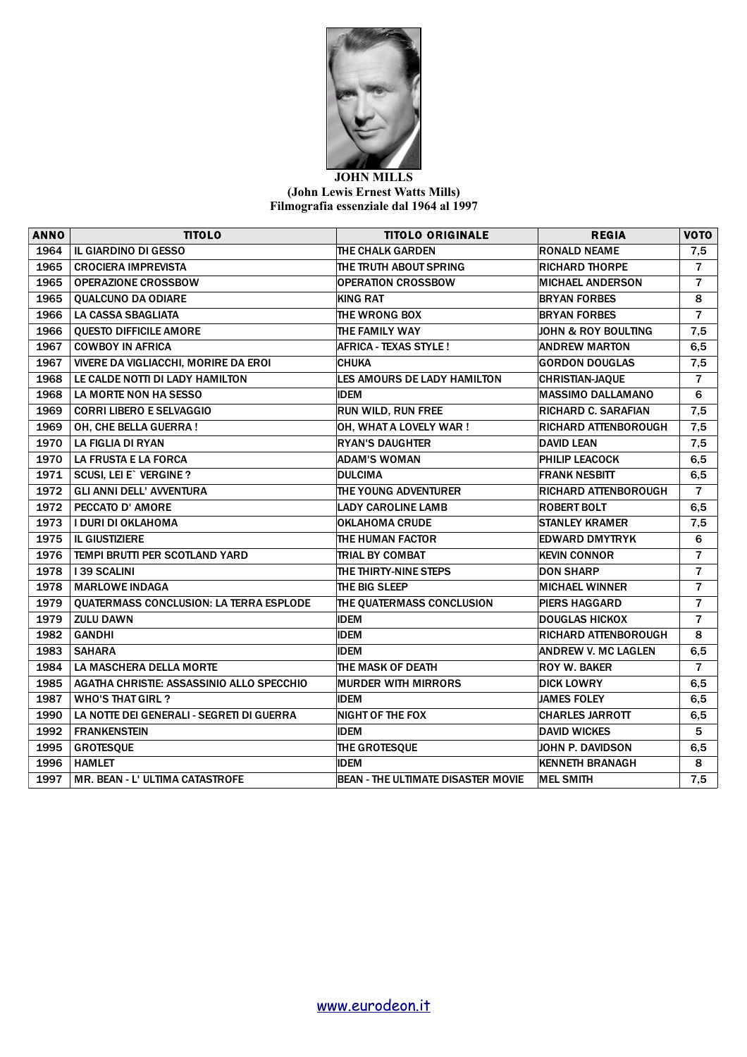**JOHN MILLS**
**(John Lewis Ernest Watts Mills)**
**Filmografia essenziale dal 1964 al 1997**

| ANNO | TITOLO | TITOLO ORIGINALE | REGIA | VOTO |
|---|---|---|---|---|
| 1964 | IL GIARDINO DI GESSO | THE CHALK GARDEN | RONALD NEAME | 7,5 |
| 1965 | CROCIERA IMPREVISTA | THE TRUTH ABOUT SPRING | RICHARD THORPE | 7 |
| 1965 | OPERAZIONE CROSSBOW | OPERATION CROSSBOW | MICHAEL ANDERSON | 7 |
| 1965 | QUALCUNO DA ODIARE | KING RAT | BRYAN FORBES | 8 |
| 1966 | LA CASSA SBAGLIATA | THE WRONG BOX | BRYAN FORBES | 7 |
| 1966 | QUESTO DIFFICILE AMORE | THE FAMILY WAY | JOHN & ROY BOULTING | 7,5 |
| 1967 | COWBOY IN AFRICA | AFRICA - TEXAS STYLE ! | ANDREW MARTON | 6,5 |
| 1967 | VIVERE DA VIGLIACCHI, MORIRE DA EROI | CHUKA | GORDON DOUGLAS | 7,5 |
| 1968 | LE CALDE NOTTI DI LADY HAMILTON | LES AMOURS DE LADY HAMILTON | CHRISTIAN-JAQUE | 7 |
| 1968 | LA MORTE NON HA SESSO | IDEM | MASSIMO DALLAMANO | 6 |
| 1969 | CORRI LIBERO E SELVAGGIO | RUN WILD, RUN FREE | RICHARD C. SARAFIAN | 7,5 |
| 1969 | OH, CHE BELLA GUERRA ! | OH, WHAT A LOVELY WAR ! | RICHARD ATTENBOROUGH | 7,5 |
| 1970 | LA FIGLIA DI RYAN | RYAN'S DAUGHTER | DAVID LEAN | 7,5 |
| 1970 | LA FRUSTA E LA FORCA | ADAM'S WOMAN | PHILIP LEACOCK | 6,5 |
| 1971 | SCUSI, LEI E` VERGINE ? | DULCIMA | FRANK NESBITT | 6,5 |
| 1972 | GLI ANNI DELL' AVVENTURA | THE YOUNG ADVENTURER | RICHARD ATTENBOROUGH | 7 |
| 1972 | PECCATO D' AMORE | LADY CAROLINE LAMB | ROBERT BOLT | 6,5 |
| 1973 | I DURI DI OKLAHOMA | OKLAHOMA CRUDE | STANLEY KRAMER | 7,5 |
| 1975 | IL GIUSTIZIERE | THE HUMAN FACTOR | EDWARD DMYTRYK | 6 |
| 1976 | TEMPI BRUTTI PER SCOTLAND YARD | TRIAL BY COMBAT | KEVIN CONNOR | 7 |
| 1978 | I 39 SCALINI | THE THIRTY-NINE STEPS | DON SHARP | 7 |
| 1978 | MARLOWE INDAGA | THE BIG SLEEP | MICHAEL WINNER | 7 |
| 1979 | QUATERMASS CONCLUSION: LA TERRA ESPLODE | THE QUATERMASS CONCLUSION | PIERS HAGGARD | 7 |
| 1979 | ZULU DAWN | IDEM | DOUGLAS HICKOX | 7 |
| 1982 | GANDHI | IDEM | RICHARD ATTENBOROUGH | 8 |
| 1983 | SAHARA | IDEM | ANDREW V. MC LAGLEN | 6,5 |
| 1984 | LA MASCHERA DELLA MORTE | THE MASK OF DEATH | ROY W. BAKER | 7 |
| 1985 | AGATHA CHRISTIE: ASSASSINIO ALLO SPECCHIO | MURDER WITH MIRRORS | DICK LOWRY | 6,5 |
| 1987 | WHO'S THAT GIRL ? | IDEM | JAMES FOLEY | 6,5 |
| 1990 | LA NOTTE DEI GENERALI - SEGRETI DI GUERRA | NIGHT OF THE FOX | CHARLES JARROTT | 6,5 |
| 1992 | FRANKENSTEIN | IDEM | DAVID WICKES | 5 |
| 1995 | GROTESQUE | THE GROTESQUE | JOHN P. DAVIDSON | 6,5 |
| 1996 | HAMLET | IDEM | KENNETH BRANAGH | 8 |
| 1997 | MR. BEAN - L' ULTIMA CATASTROFE | BEAN - THE ULTIMATE DISASTER MOVIE | MEL SMITH | 7,5 |

www.eurodeon.it